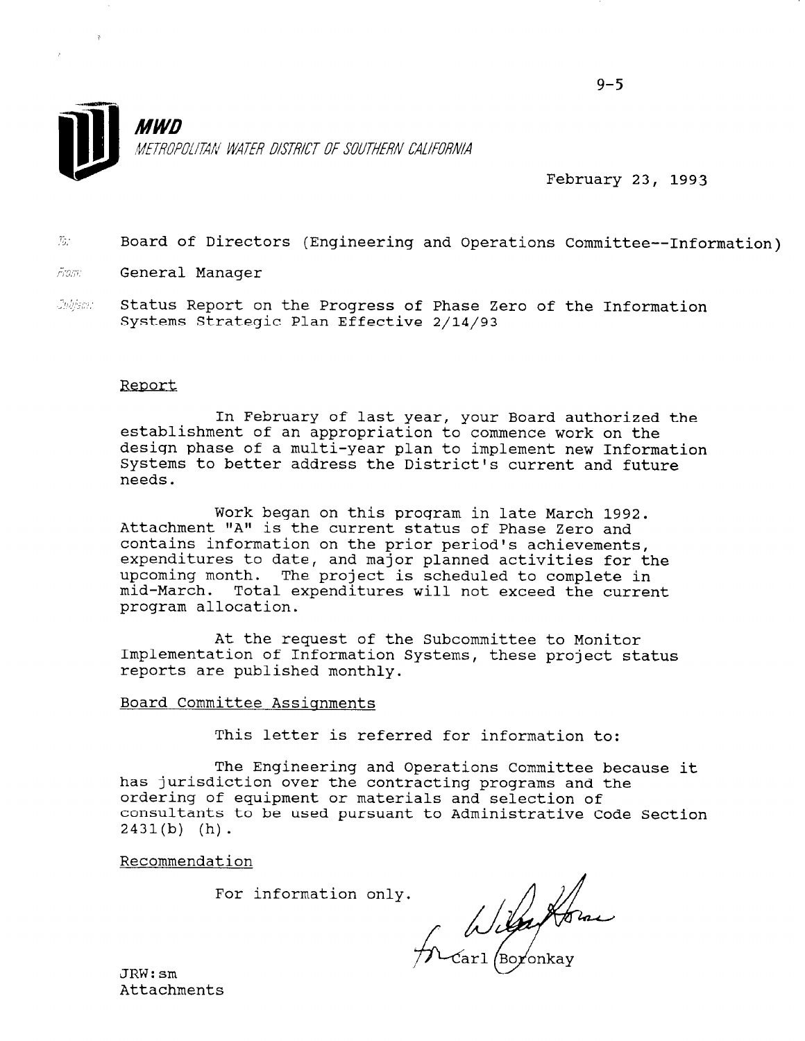**MWD**

METROPOLITAN WATER DISTRICT OF SOUTHERN CALIFORNIA

February 23, 1993

To: Board of Directors (Engineering and Operations Committee--Information)

From: General Manager

Subject: Status Report on the Progress of Phase Zero of the Information Systems Strategic Plan Effective 2/14/93

Report

In February of last year, your Board authorized the establishment of an appropriation to commence work on the design phase of a multi-year plan to implement new Information Systems to better address the District's current and future needs.

Work began on this program in late March 1992. Attachment "A" is the current status of Phase Zero and contains information on the prior period's achievements, expenditures to date, and major planned activities for the upcoming month. The project is scheduled to complete in mid-March. Total expenditures will not exceed the current program allocation.

At the request of the Subcommittee to Monitor Implementation of Information Systems, these project status reports are published monthly.

Board Committee Assignments

This letter is referred for information to:

The Engineering and Operations Committee because it has jurisdiction over the contracting programs and the ordering of equipment or materials and selection of consultants to be used pursuant to Administrative Code Section 2431(b) (h).

Recommendation

For information only.

for Carl Boronkay

JRW:sm
Attachments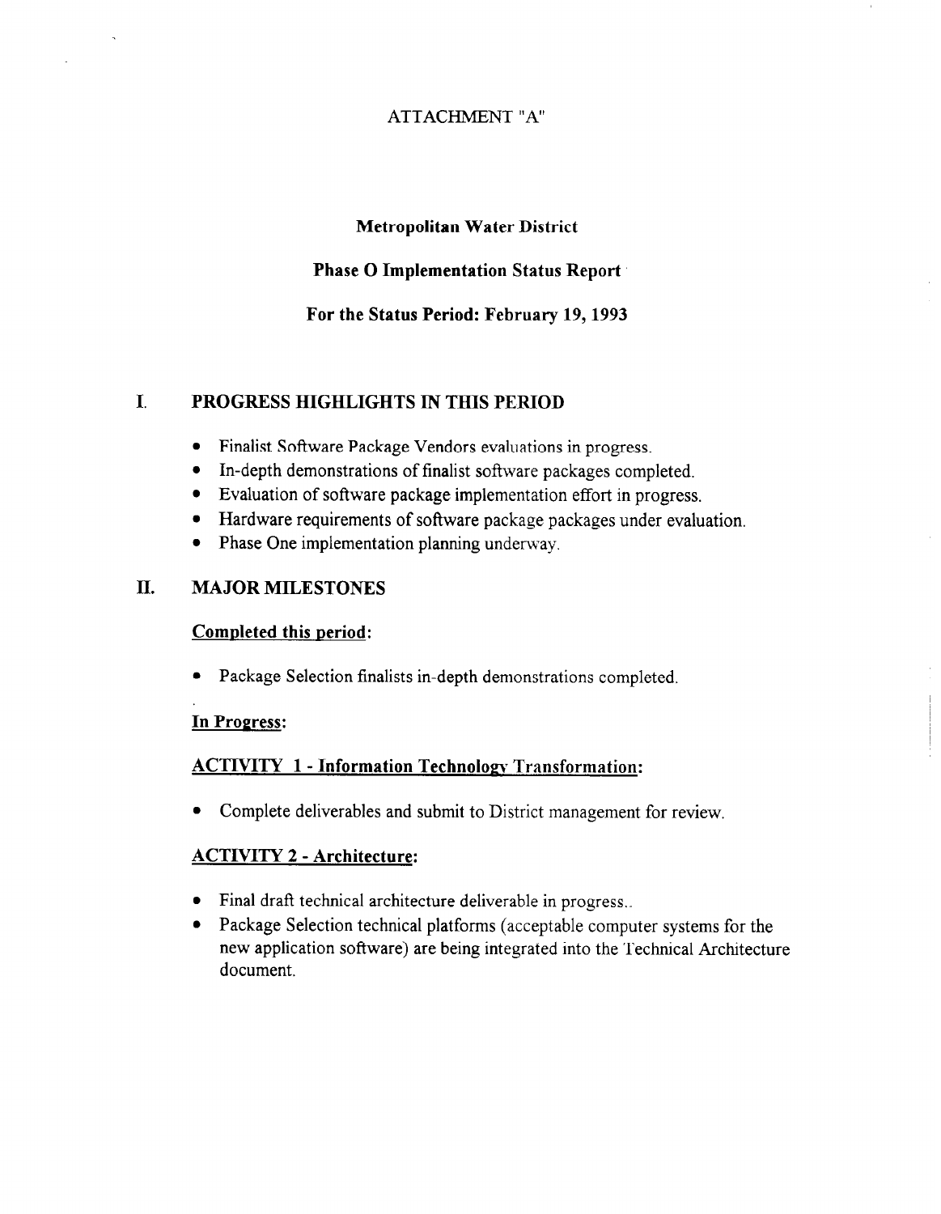ATTACHMENT "A"

**Metropolitan Water District**

**Phase O Implementation Status Report**

**For the Status Period: February 19, 1993**

## I. PROGRESS HIGHLIGHTS IN THIS PERIOD

- Finalist Software Package Vendors evaluations in progress.
- In-depth demonstrations of finalist software packages completed.
- Evaluation of software package implementation effort in progress.
- Hardware requirements of software package packages under evaluation.
- Phase One implementation planning underway.

## II. MAJOR MILESTONES

**Completed this period:**

- Package Selection finalists in-depth demonstrations completed.

**In Progress:**

**ACTIVITY 1 - Information Technology Transformation:**

- Complete deliverables and submit to District management for review.

**ACTIVITY 2 - Architecture:**

- Final draft technical architecture deliverable in progress..
- Package Selection technical platforms (acceptable computer systems for the new application software) are being integrated into the Technical Architecture document.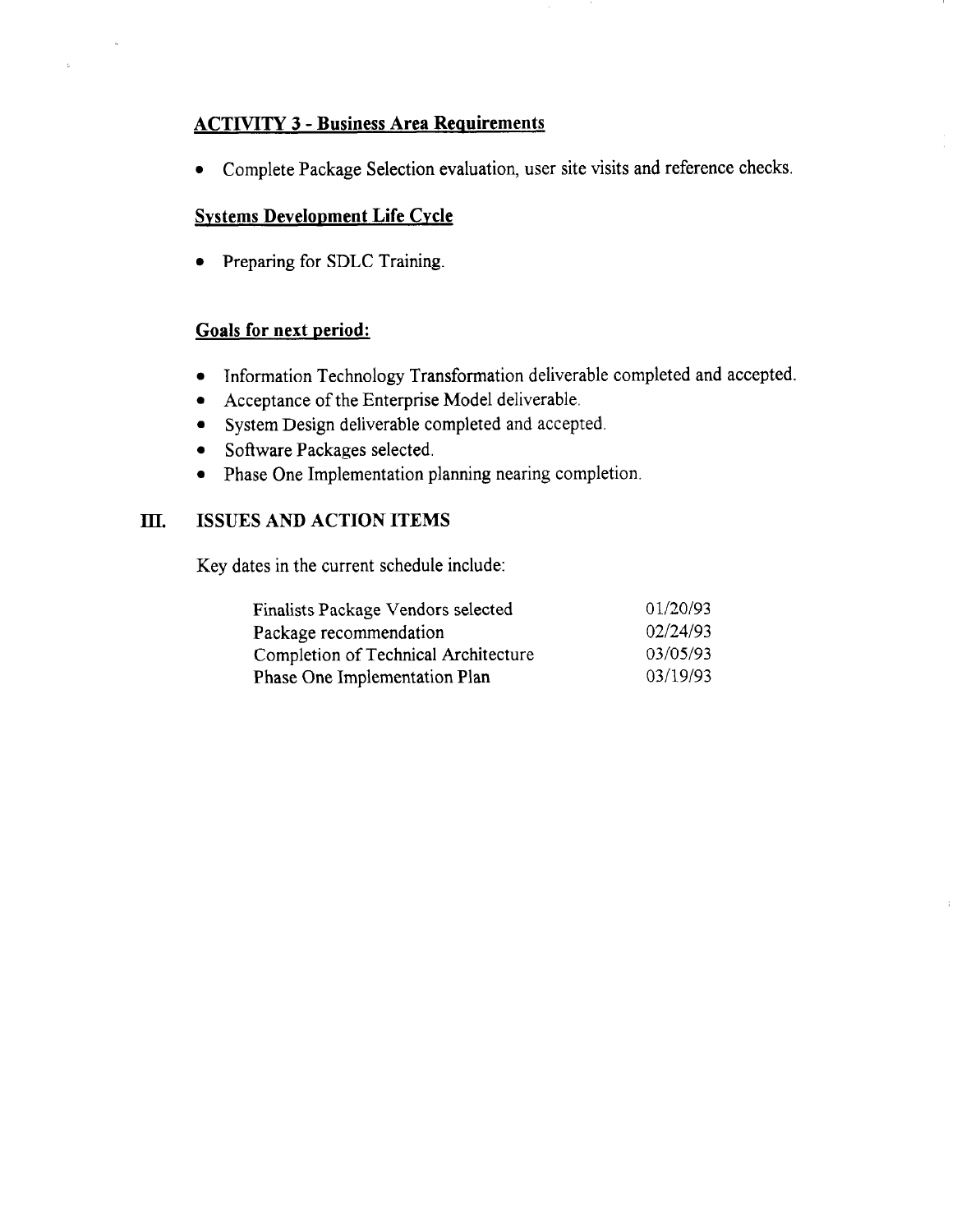**ACTIVITY 3 - Business Area Requirements**

- Complete Package Selection evaluation, user site visits and reference checks.

**Systems Development Life Cycle**

- Preparing for SDLC Training.

**Goals for next period:**

- Information Technology Transformation deliverable completed and accepted.
- Acceptance of the Enterprise Model deliverable.
- System Design deliverable completed and accepted.
- Software Packages selected.
- Phase One Implementation planning nearing completion.

## III. ISSUES AND ACTION ITEMS

Key dates in the current schedule include:

| | |
|---|---|
| Finalists Package Vendors selected | 01/20/93 |
| Package recommendation | 02/24/93 |
| Completion of Technical Architecture | 03/05/93 |
| Phase One Implementation Plan | 03/19/93 |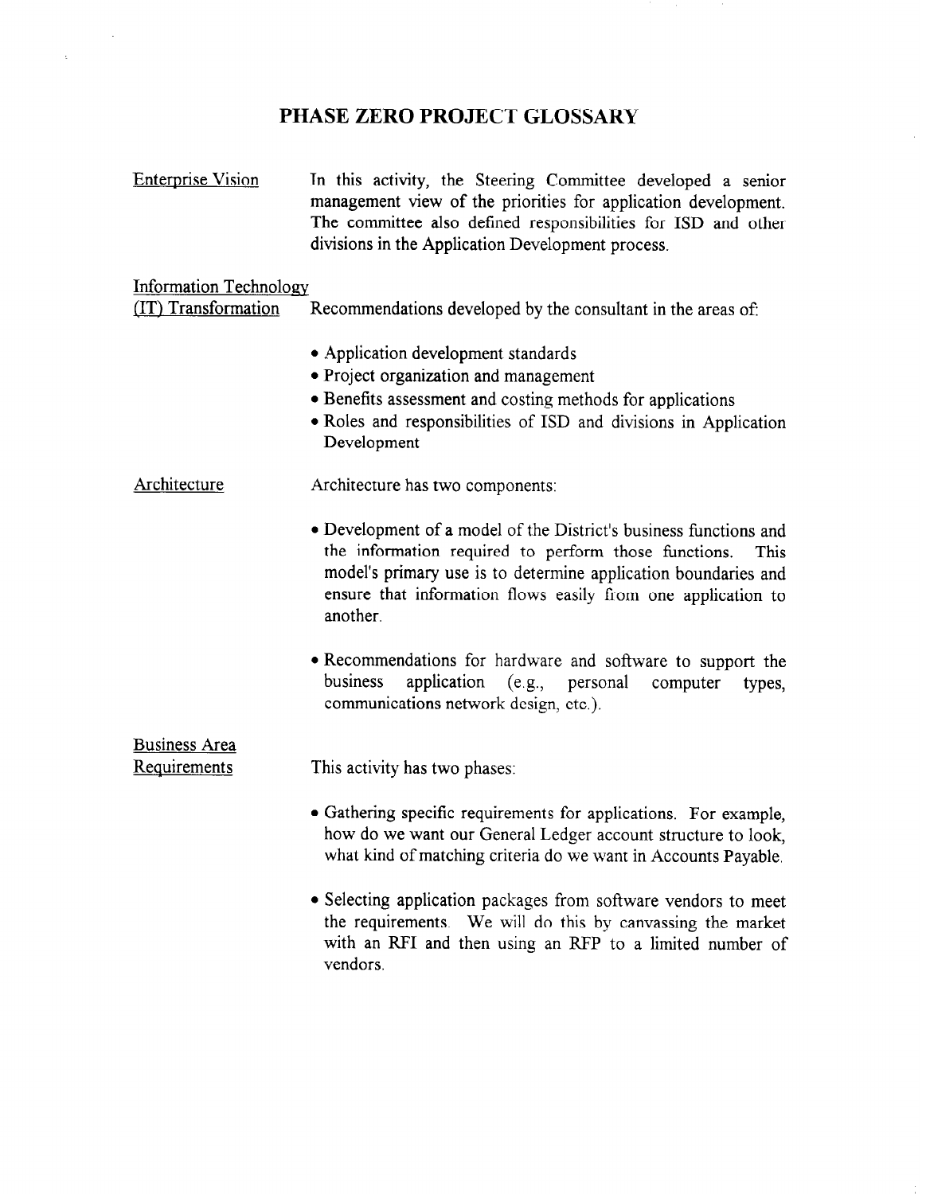# PHASE ZERO PROJECT GLOSSARY

**Enterprise Vision**

In this activity, the Steering Committee developed a senior management view of the priorities for application development. The committee also defined responsibilities for ISD and other divisions in the Application Development process.

**Information Technology (IT) Transformation**

Recommendations developed by the consultant in the areas of:

- Application development standards
- Project organization and management
- Benefits assessment and costing methods for applications
- Roles and responsibilities of ISD and divisions in Application Development

**Architecture**

Architecture has two components:

- Development of a model of the District's business functions and the information required to perform those functions. This model's primary use is to determine application boundaries and ensure that information flows easily from one application to another.

- Recommendations for hardware and software to support the business application (e.g., personal computer types, communications network design, etc.).

**Business Area Requirements**

This activity has two phases:

- Gathering specific requirements for applications. For example, how do we want our General Ledger account structure to look, what kind of matching criteria do we want in Accounts Payable.

- Selecting application packages from software vendors to meet the requirements. We will do this by canvassing the market with an RFI and then using an RFP to a limited number of vendors.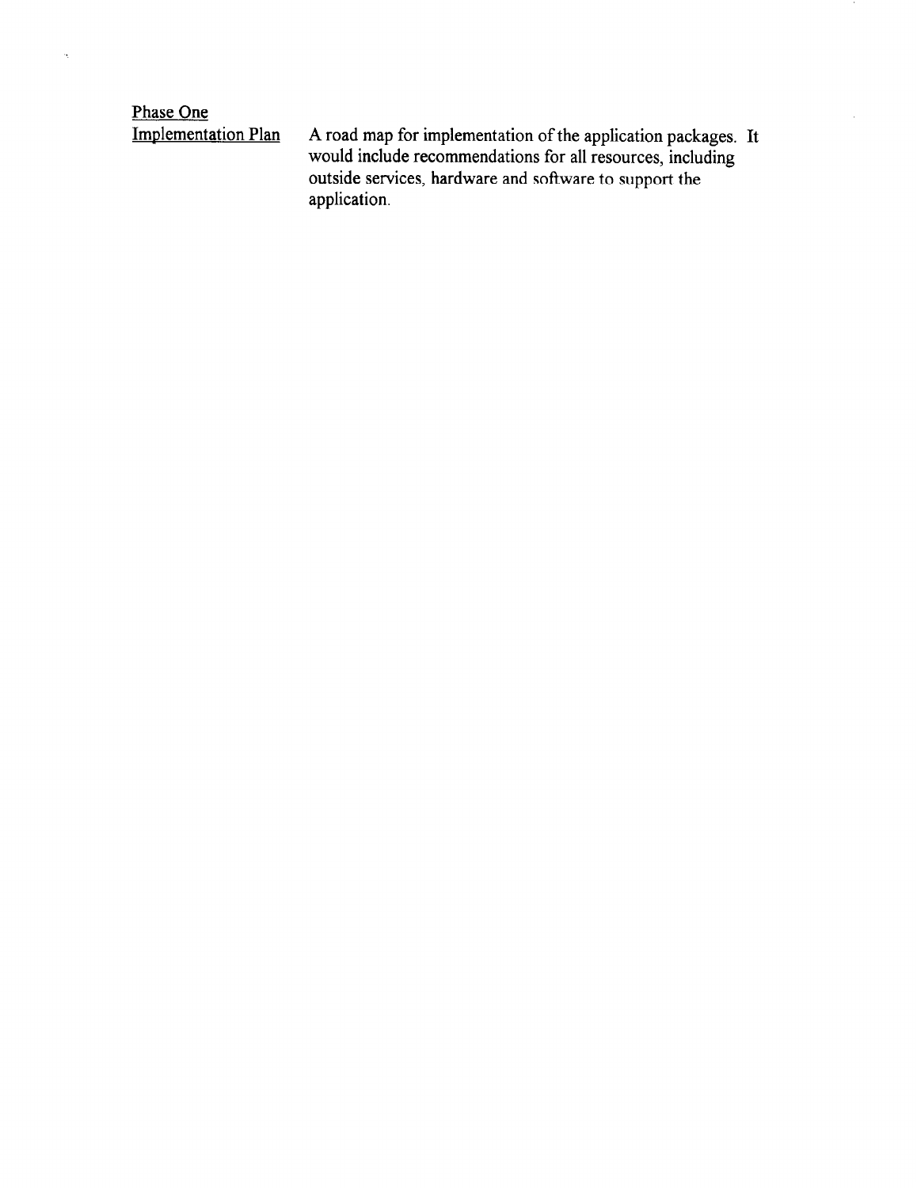| | |
|---|---|
| <u>Phase One Implementation Plan</u> | A road map for implementation of the application packages. It would include recommendations for all resources, including outside services, hardware and software to support the application. |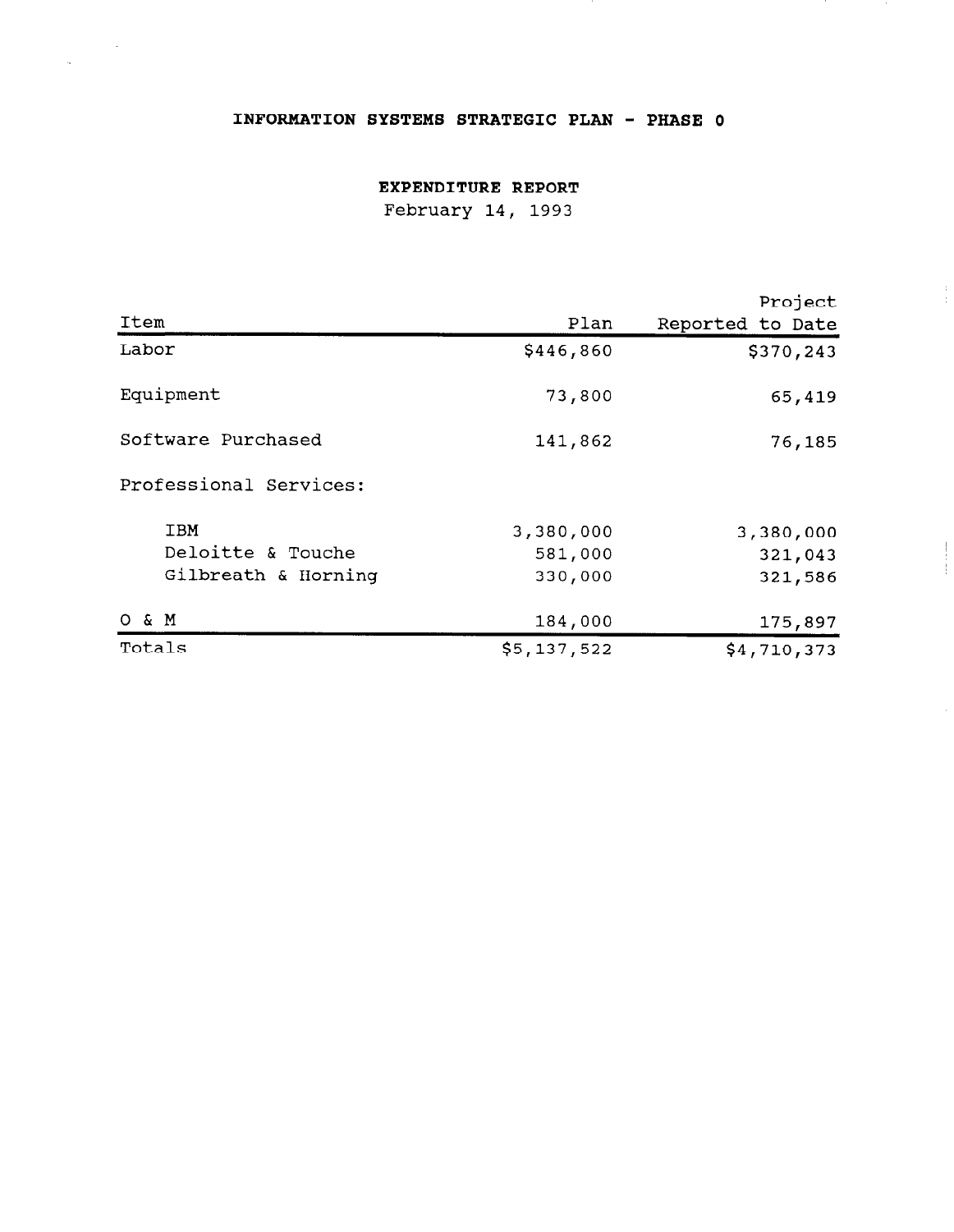# INFORMATION SYSTEMS STRATEGIC PLAN - PHASE 0

## EXPENDITURE REPORT

February 14, 1993

| Item | Plan | Project Reported to Date |
|---|---|---|
| Labor | $446,860 | $370,243 |
| Equipment | 73,800 | 65,419 |
| Software Purchased | 141,862 | 76,185 |
| Professional Services: | | |
| IBM | 3,380,000 | 3,380,000 |
| Deloitte & Touche | 581,000 | 321,043 |
| Gilbreath & Horning | 330,000 | 321,586 |
| O & M | 184,000 | 175,897 |
| Totals | $5,137,522 | $4,710,373 |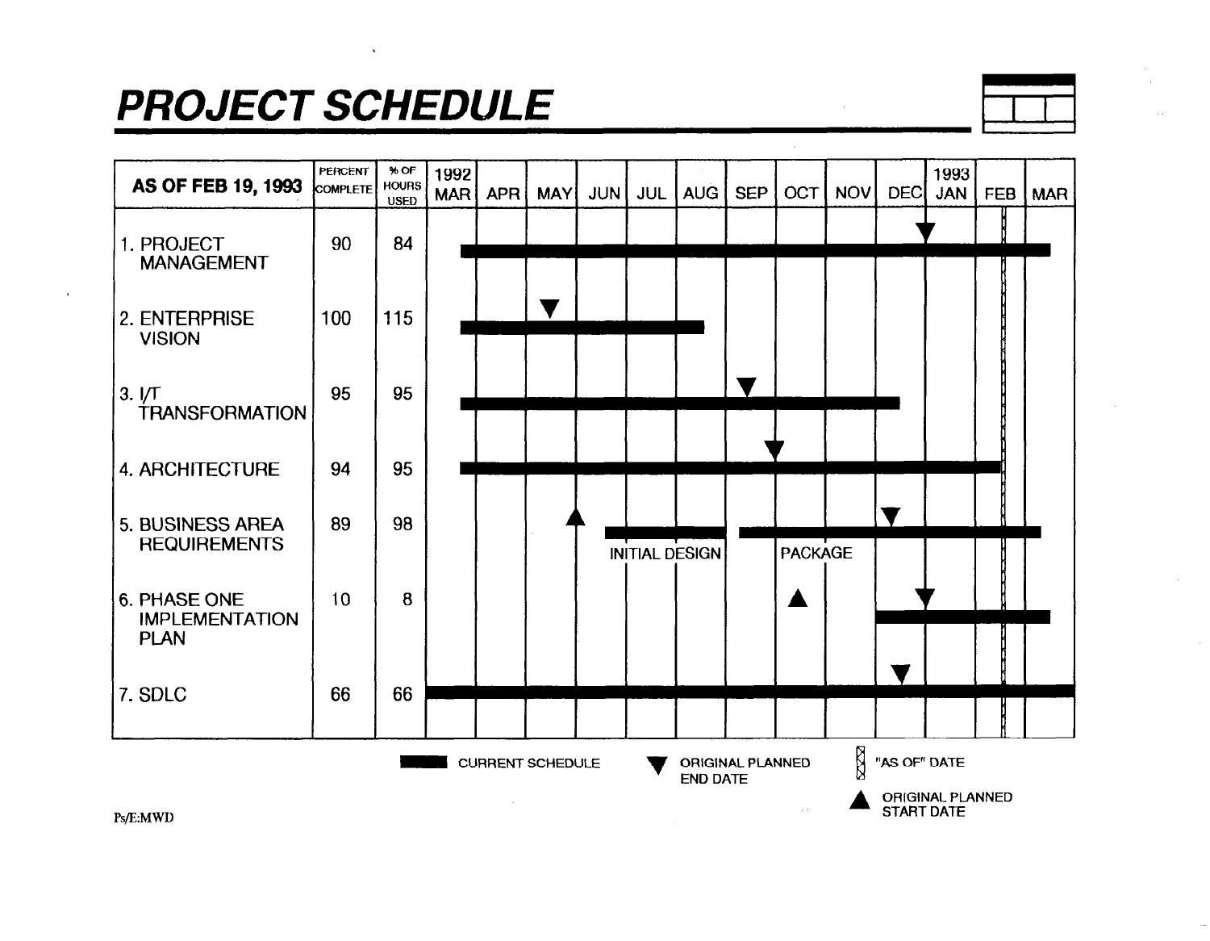# PROJECT SCHEDULE

| AS OF FEB 19, 1993 | PERCENT COMPLETE | % OF HOURS USED |
|---|---|---|
| 1. PROJECT MANAGEMENT | 90 | 84 |
| 2. ENTERPRISE VISION | 100 | 115 |
| 3. I/T TRANSFORMATION | 95 | 95 |
| 4. ARCHITECTURE | 94 | 95 |
| 5. BUSINESS AREA REQUIREMENTS | 89 | 98 |
| 6. PHASE ONE IMPLEMENTATION PLAN | 10 | 8 |
| 7. SDLC | 66 | 66 |

1992 MAR APR MAY JUN JUL AUG SEP OCT NOV DEC 1993 JAN FEB MAR

INITIAL DESIGN

PACKAGE

CURRENT SCHEDULE

ORIGINAL PLANNED END DATE

"AS OF" DATE

ORIGINAL PLANNED START DATE

Ps/E:MWD